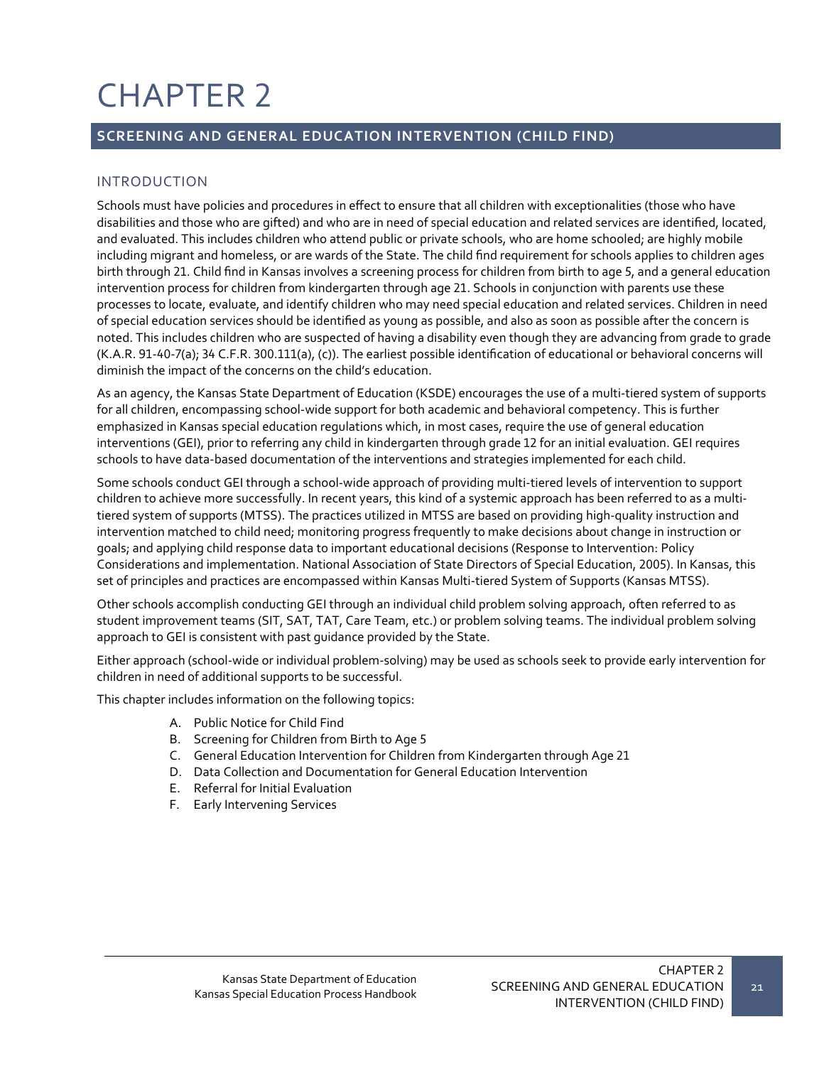# CHAPTER 2

## SCREENING AND GENERAL EDUCATION INTERVENTION (CHILD FIND)

### INTRODUCTION

Schools must have policies and procedures in effect to ensure that all children with exceptionalities (those who have disabilities and those who are gifted) and who are in need of special education and related services are identified, located, and evaluated. This includes children who attend public or private schools, who are home schooled; are highly mobile including migrant and homeless, or are wards of the State. The child find requirement for schools applies to children ages birth through 21. Child find in Kansas involves a screening process for children from birth to age 5, and a general education intervention process for children from kindergarten through age 21. Schools in conjunction with parents use these processes to locate, evaluate, and identify children who may need special education and related services. Children in need of special education services should be identified as young as possible, and also as soon as possible after the concern is noted. This includes children who are suspected of having a disability even though they are advancing from grade to grade (K.A.R. 91-40-7(a); 34 C.F.R. 300.111(a), (c)). The earliest possible identification of educational or behavioral concerns will diminish the impact of the concerns on the child's education.

As an agency, the Kansas State Department of Education (KSDE) encourages the use of a multi-tiered system of supports for all children, encompassing school-wide support for both academic and behavioral competency. This is further emphasized in Kansas special education regulations which, in most cases, require the use of general education interventions (GEI), prior to referring any child in kindergarten through grade 12 for an initial evaluation. GEI requires schools to have data-based documentation of the interventions and strategies implemented for each child.

Some schools conduct GEI through a school-wide approach of providing multi-tiered levels of intervention to support children to achieve more successfully. In recent years, this kind of a systemic approach has been referred to as a multi-tiered system of supports (MTSS). The practices utilized in MTSS are based on providing high-quality instruction and intervention matched to child need; monitoring progress frequently to make decisions about change in instruction or goals; and applying child response data to important educational decisions (Response to Intervention: Policy Considerations and implementation. National Association of State Directors of Special Education, 2005). In Kansas, this set of principles and practices are encompassed within Kansas Multi-tiered System of Supports (Kansas MTSS).

Other schools accomplish conducting GEI through an individual child problem solving approach, often referred to as student improvement teams (SIT, SAT, TAT, Care Team, etc.) or problem solving teams. The individual problem solving approach to GEI is consistent with past guidance provided by the State.

Either approach (school-wide or individual problem-solving) may be used as schools seek to provide early intervention for children in need of additional supports to be successful.

This chapter includes information on the following topics:

A. Public Notice for Child Find
B. Screening for Children from Birth to Age 5
C. General Education Intervention for Children from Kindergarten through Age 21
D. Data Collection and Documentation for General Education Intervention
E. Referral for Initial Evaluation
F. Early Intervening Services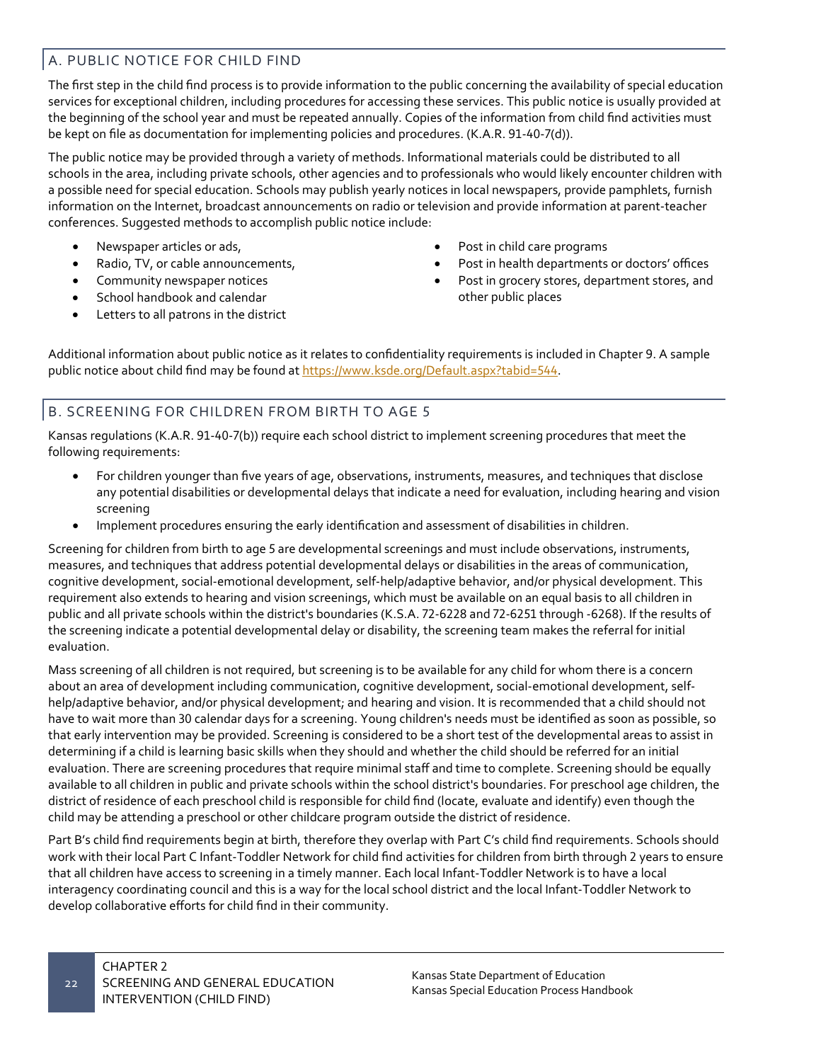## A. PUBLIC NOTICE FOR CHILD FIND

The first step in the child find process is to provide information to the public concerning the availability of special education services for exceptional children, including procedures for accessing these services. This public notice is usually provided at the beginning of the school year and must be repeated annually. Copies of the information from child find activities must be kept on file as documentation for implementing policies and procedures. (K.A.R. 91-40-7(d)).

The public notice may be provided through a variety of methods. Informational materials could be distributed to all schools in the area, including private schools, other agencies and to professionals who would likely encounter children with a possible need for special education. Schools may publish yearly notices in local newspapers, provide pamphlets, furnish information on the Internet, broadcast announcements on radio or television and provide information at parent-teacher conferences. Suggested methods to accomplish public notice include:

- Newspaper articles or ads,
- Radio, TV, or cable announcements,
- Community newspaper notices
- School handbook and calendar
- Letters to all patrons in the district
- Post in child care programs
- Post in health departments or doctors' offices
- Post in grocery stores, department stores, and other public places

Additional information about public notice as it relates to confidentiality requirements is included in Chapter 9. A sample public notice about child find may be found at [https://www.ksde.org/Default.aspx?tabid=544](https://www.ksde.org/Default.aspx?tabid=544).

## B. SCREENING FOR CHILDREN FROM BIRTH TO AGE 5

Kansas regulations (K.A.R. 91-40-7(b)) require each school district to implement screening procedures that meet the following requirements:

- For children younger than five years of age, observations, instruments, measures, and techniques that disclose any potential disabilities or developmental delays that indicate a need for evaluation, including hearing and vision screening
- Implement procedures ensuring the early identification and assessment of disabilities in children.

Screening for children from birth to age 5 are developmental screenings and must include observations, instruments, measures, and techniques that address potential developmental delays or disabilities in the areas of communication, cognitive development, social-emotional development, self-help/adaptive behavior, and/or physical development. This requirement also extends to hearing and vision screenings, which must be available on an equal basis to all children in public and all private schools within the district's boundaries (K.S.A. 72-6228 and 72-6251 through -6268). If the results of the screening indicate a potential developmental delay or disability, the screening team makes the referral for initial evaluation.

Mass screening of all children is not required, but screening is to be available for any child for whom there is a concern about an area of development including communication, cognitive development, social-emotional development, self-help/adaptive behavior, and/or physical development; and hearing and vision. It is recommended that a child should not have to wait more than 30 calendar days for a screening. Young children's needs must be identified as soon as possible, so that early intervention may be provided. Screening is considered to be a short test of the developmental areas to assist in determining if a child is learning basic skills when they should and whether the child should be referred for an initial evaluation. There are screening procedures that require minimal staff and time to complete. Screening should be equally available to all children in public and private schools within the school district's boundaries. For preschool age children, the district of residence of each preschool child is responsible for child find (locate, evaluate and identify) even though the child may be attending a preschool or other childcare program outside the district of residence.

Part B's child find requirements begin at birth, therefore they overlap with Part C's child find requirements. Schools should work with their local Part C Infant-Toddler Network for child find activities for children from birth through 2 years to ensure that all children have access to screening in a timely manner. Each local Infant-Toddler Network is to have a local interagency coordinating council and this is a way for the local school district and the local Infant-Toddler Network to develop collaborative efforts for child find in their community.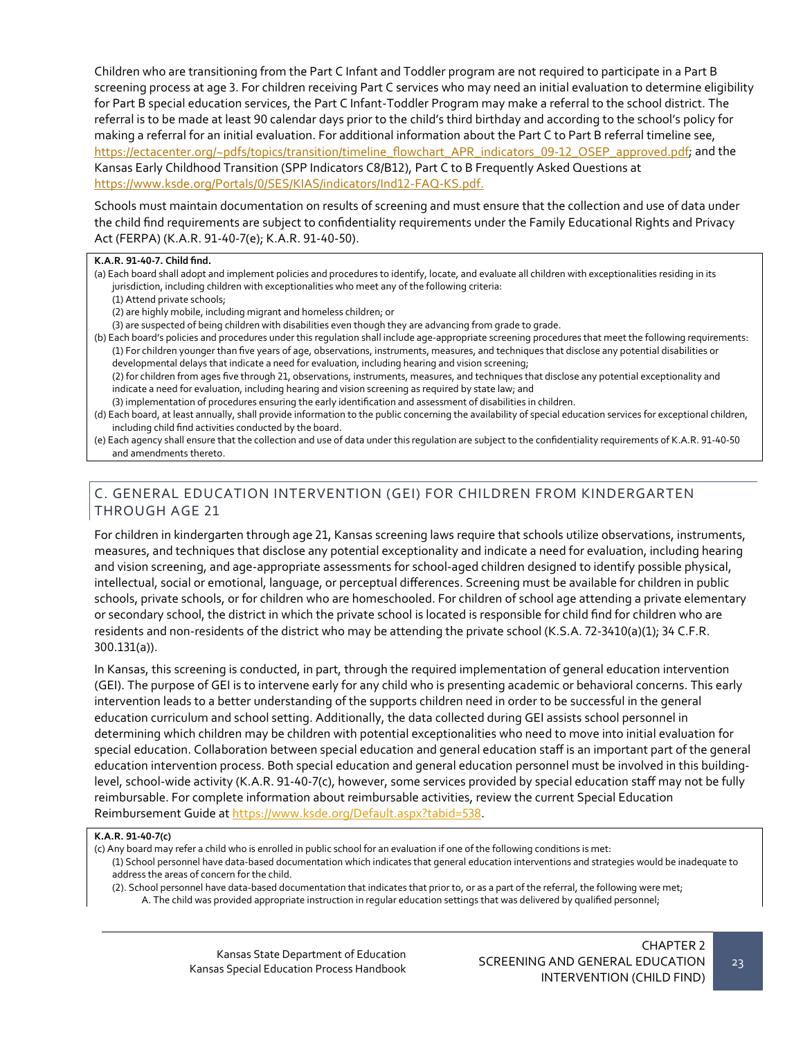Children who are transitioning from the Part C Infant and Toddler program are not required to participate in a Part B screening process at age 3. For children receiving Part C services who may need an initial evaluation to determine eligibility for Part B special education services, the Part C Infant-Toddler Program may make a referral to the school district. The referral is to be made at least 90 calendar days prior to the child's third birthday and according to the school's policy for making a referral for an initial evaluation. For additional information about the Part C to Part B referral timeline see, https://ectacenter.org/~pdfs/topics/transition/timeline_flowchart_APR_indicators_09-12_OSEP_approved.pdf; and the Kansas Early Childhood Transition (SPP Indicators C8/B12), Part C to B Frequently Asked Questions at https://www.ksde.org/Portals/0/SES/KIAS/indicators/Ind12-FAQ-KS.pdf.

Schools must maintain documentation on results of screening and must ensure that the collection and use of data under the child find requirements are subject to confidentiality requirements under the Family Educational Rights and Privacy Act (FERPA) (K.A.R. 91-40-7(e); K.A.R. 91-40-50).

> **K.A.R. 91-40-7. Child find.**
>
> (a) Each board shall adopt and implement policies and procedures to identify, locate, and evaluate all children with exceptionalities residing in its jurisdiction, including children with exceptionalities who meet any of the following criteria:
>
> (1) Attend private schools;
>
> (2) are highly mobile, including migrant and homeless children; or
>
> (3) are suspected of being children with disabilities even though they are advancing from grade to grade.
>
> (b) Each board's policies and procedures under this regulation shall include age-appropriate screening procedures that meet the following requirements:
>
> (1) For children younger than five years of age, observations, instruments, measures, and techniques that disclose any potential disabilities or developmental delays that indicate a need for evaluation, including hearing and vision screening;
>
> (2) for children from ages five through 21, observations, instruments, measures, and techniques that disclose any potential exceptionality and indicate a need for evaluation, including hearing and vision screening as required by state law; and
>
> (3) implementation of procedures ensuring the early identification and assessment of disabilities in children.
>
> (d) Each board, at least annually, shall provide information to the public concerning the availability of special education services for exceptional children, including child find activities conducted by the board.
>
> (e) Each agency shall ensure that the collection and use of data under this regulation are subject to the confidentiality requirements of K.A.R. 91-40-50 and amendments thereto.

## C. GENERAL EDUCATION INTERVENTION (GEI) FOR CHILDREN FROM KINDERGARTEN THROUGH AGE 21

For children in kindergarten through age 21, Kansas screening laws require that schools utilize observations, instruments, measures, and techniques that disclose any potential exceptionality and indicate a need for evaluation, including hearing and vision screening, and age-appropriate assessments for school-aged children designed to identify possible physical, intellectual, social or emotional, language, or perceptual differences. Screening must be available for children in public schools, private schools, or for children who are homeschooled. For children of school age attending a private elementary or secondary school, the district in which the private school is located is responsible for child find for children who are residents and non-residents of the district who may be attending the private school (K.S.A. 72-3410(a)(1); 34 C.F.R. 300.131(a)).

In Kansas, this screening is conducted, in part, through the required implementation of general education intervention (GEI). The purpose of GEI is to intervene early for any child who is presenting academic or behavioral concerns. This early intervention leads to a better understanding of the supports children need in order to be successful in the general education curriculum and school setting. Additionally, the data collected during GEI assists school personnel in determining which children may be children with potential exceptionalities who need to move into initial evaluation for special education. Collaboration between special education and general education staff is an important part of the general education intervention process. Both special education and general education personnel must be involved in this building-level, school-wide activity (K.A.R. 91-40-7(c), however, some services provided by special education staff may not be fully reimbursable. For complete information about reimbursable activities, review the current Special Education Reimbursement Guide at https://www.ksde.org/Default.aspx?tabid=538.

> **K.A.R. 91-40-7(c)**
>
> (c) Any board may refer a child who is enrolled in public school for an evaluation if one of the following conditions is met:
>
> (1) School personnel have data-based documentation which indicates that general education interventions and strategies would be inadequate to address the areas of concern for the child.
>
> (2). School personnel have data-based documentation that indicates that prior to, or as a part of the referral, the following were met;
>
> A. The child was provided appropriate instruction in regular education settings that was delivered by qualified personnel;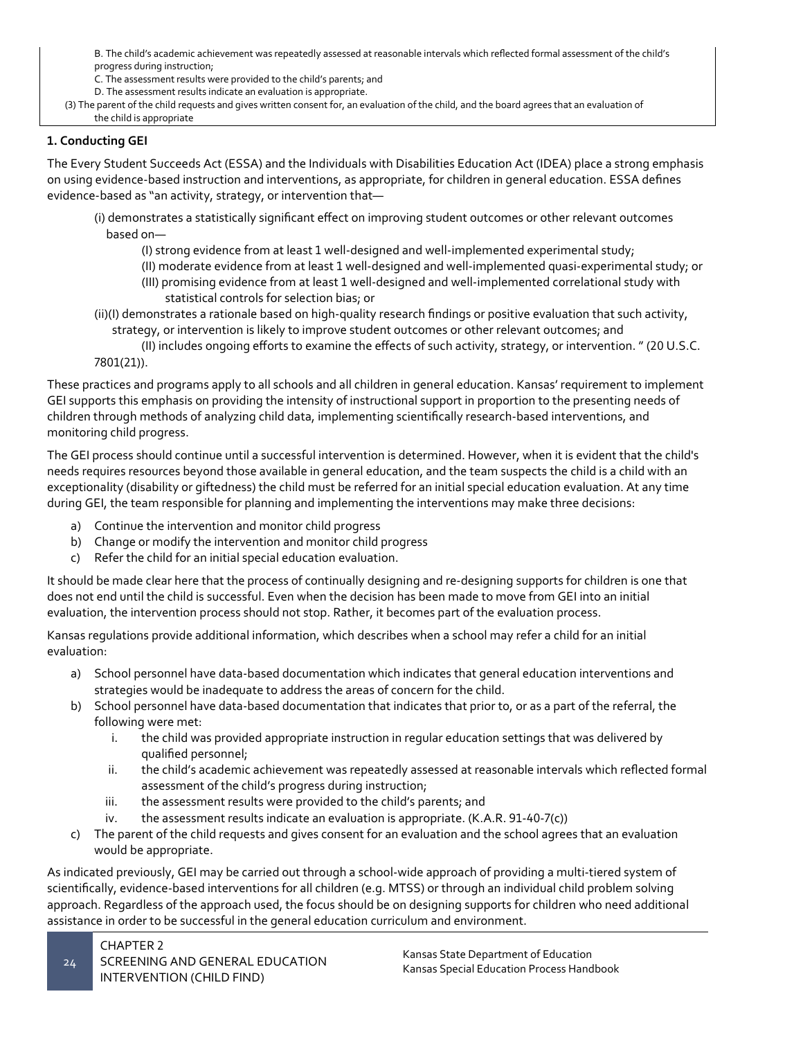B. The child's academic achievement was repeatedly assessed at reasonable intervals which reflected formal assessment of the child's progress during instruction;

C. The assessment results were provided to the child's parents; and

D. The assessment results indicate an evaluation is appropriate.

(3) The parent of the child requests and gives written consent for, an evaluation of the child, and the board agrees that an evaluation of the child is appropriate

**1. Conducting GEI**

The Every Student Succeeds Act (ESSA) and the Individuals with Disabilities Education Act (IDEA) place a strong emphasis on using evidence-based instruction and interventions, as appropriate, for children in general education. ESSA defines evidence-based as "an activity, strategy, or intervention that—

(i) demonstrates a statistically significant effect on improving student outcomes or other relevant outcomes based on—

(I) strong evidence from at least 1 well-designed and well-implemented experimental study;

(II) moderate evidence from at least 1 well-designed and well-implemented quasi-experimental study; or

(III) promising evidence from at least 1 well-designed and well-implemented correlational study with statistical controls for selection bias; or

(ii)(I) demonstrates a rationale based on high-quality research findings or positive evaluation that such activity, strategy, or intervention is likely to improve student outcomes or other relevant outcomes; and

(II) includes ongoing efforts to examine the effects of such activity, strategy, or intervention. " (20 U.S.C. 7801(21)).

These practices and programs apply to all schools and all children in general education. Kansas' requirement to implement GEI supports this emphasis on providing the intensity of instructional support in proportion to the presenting needs of children through methods of analyzing child data, implementing scientifically research-based interventions, and monitoring child progress.

The GEI process should continue until a successful intervention is determined. However, when it is evident that the child's needs requires resources beyond those available in general education, and the team suspects the child is a child with an exceptionality (disability or giftedness) the child must be referred for an initial special education evaluation. At any time during GEI, the team responsible for planning and implementing the interventions may make three decisions:

a) Continue the intervention and monitor child progress
b) Change or modify the intervention and monitor child progress
c) Refer the child for an initial special education evaluation.

It should be made clear here that the process of continually designing and re-designing supports for children is one that does not end until the child is successful. Even when the decision has been made to move from GEI into an initial evaluation, the intervention process should not stop. Rather, it becomes part of the evaluation process.

Kansas regulations provide additional information, which describes when a school may refer a child for an initial evaluation:

a) School personnel have data-based documentation which indicates that general education interventions and strategies would be inadequate to address the areas of concern for the child.
b) School personnel have data-based documentation that indicates that prior to, or as a part of the referral, the following were met:
   i. the child was provided appropriate instruction in regular education settings that was delivered by qualified personnel;
   ii. the child's academic achievement was repeatedly assessed at reasonable intervals which reflected formal assessment of the child's progress during instruction;
   iii. the assessment results were provided to the child's parents; and
   iv. the assessment results indicate an evaluation is appropriate. (K.A.R. 91-40-7(c))
c) The parent of the child requests and gives consent for an evaluation and the school agrees that an evaluation would be appropriate.

As indicated previously, GEI may be carried out through a school-wide approach of providing a multi-tiered system of scientifically, evidence-based interventions for all children (e.g. MTSS) or through an individual child problem solving approach. Regardless of the approach used, the focus should be on designing supports for children who need additional assistance in order to be successful in the general education curriculum and environment.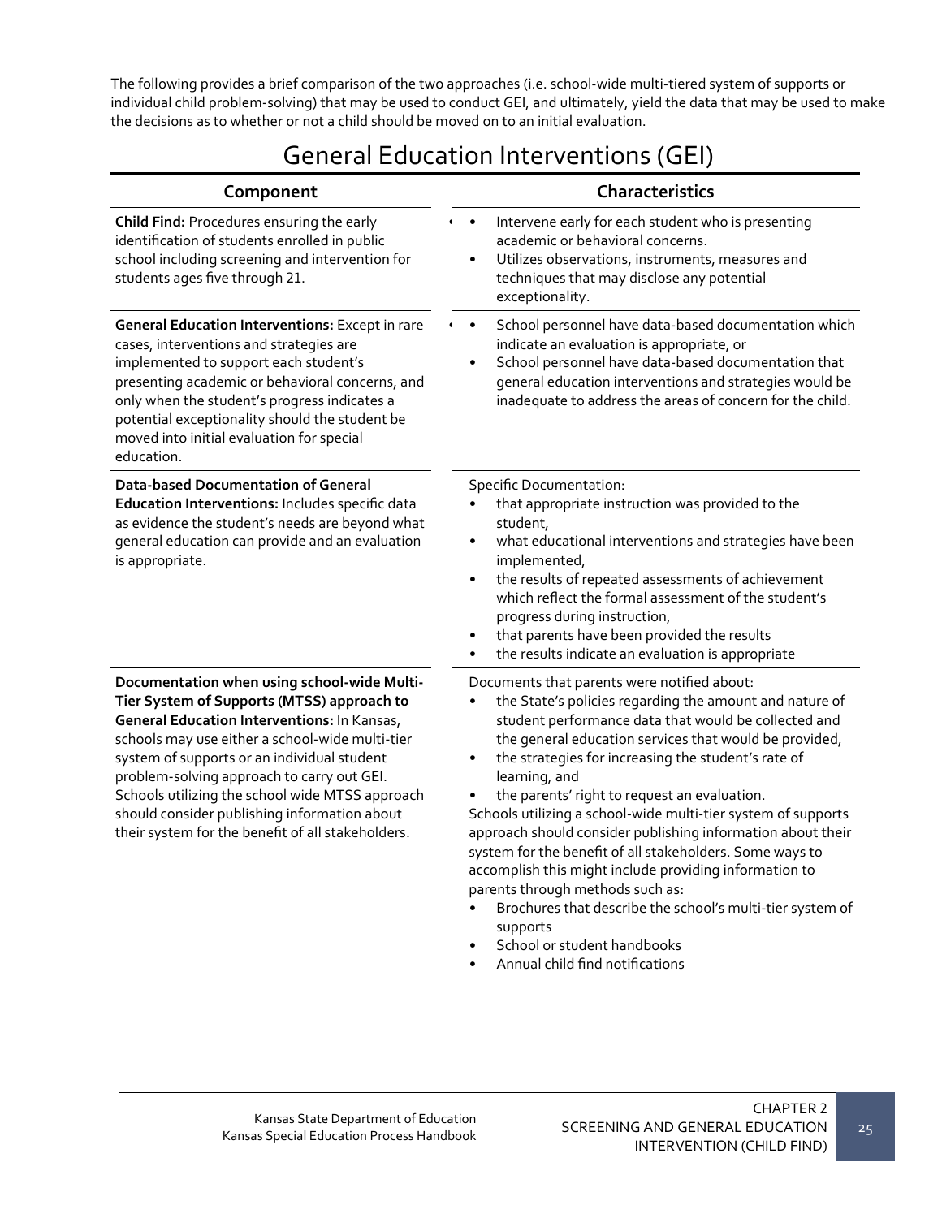The following provides a brief comparison of the two approaches (i.e. school-wide multi-tiered system of supports or individual child problem-solving) that may be used to conduct GEI, and ultimately, yield the data that may be used to make the decisions as to whether or not a child should be moved on to an initial evaluation.

## General Education Interventions (GEI)

| Component | Characteristics |
|---|---|
| **Child Find:** Procedures ensuring the early identification of students enrolled in public school including screening and intervention for students ages five through 21. | • Intervene early for each student who is presenting academic or behavioral concerns.<br>• Utilizes observations, instruments, measures and techniques that may disclose any potential exceptionality. |
| **General Education Interventions:** Except in rare cases, interventions and strategies are implemented to support each student's presenting academic or behavioral concerns, and only when the student's progress indicates a potential exceptionality should the student be moved into initial evaluation for special education. | • School personnel have data-based documentation which indicate an evaluation is appropriate, or<br>• School personnel have data-based documentation that general education interventions and strategies would be inadequate to address the areas of concern for the child. |
| **Data-based Documentation of General Education Interventions:** Includes specific data as evidence the student's needs are beyond what general education can provide and an evaluation is appropriate. | Specific Documentation:<br>• that appropriate instruction was provided to the student,<br>• what educational interventions and strategies have been implemented,<br>• the results of repeated assessments of achievement which reflect the formal assessment of the student's progress during instruction,<br>• that parents have been provided the results<br>• the results indicate an evaluation is appropriate |
| **Documentation when using school-wide Multi-Tier System of Supports (MTSS) approach to General Education Interventions:** In Kansas, schools may use either a school-wide multi-tier system of supports or an individual student problem-solving approach to carry out GEI. Schools utilizing the school wide MTSS approach should consider publishing information about their system for the benefit of all stakeholders. | Documents that parents were notified about:<br>• the State's policies regarding the amount and nature of student performance data that would be collected and the general education services that would be provided,<br>• the strategies for increasing the student's rate of learning, and<br>• the parents' right to request an evaluation.<br>Schools utilizing a school-wide multi-tier system of supports approach should consider publishing information about their system for the benefit of all stakeholders. Some ways to accomplish this might include providing information to parents through methods such as:<br>• Brochures that describe the school's multi-tier system of supports<br>• School or student handbooks<br>• Annual child find notifications |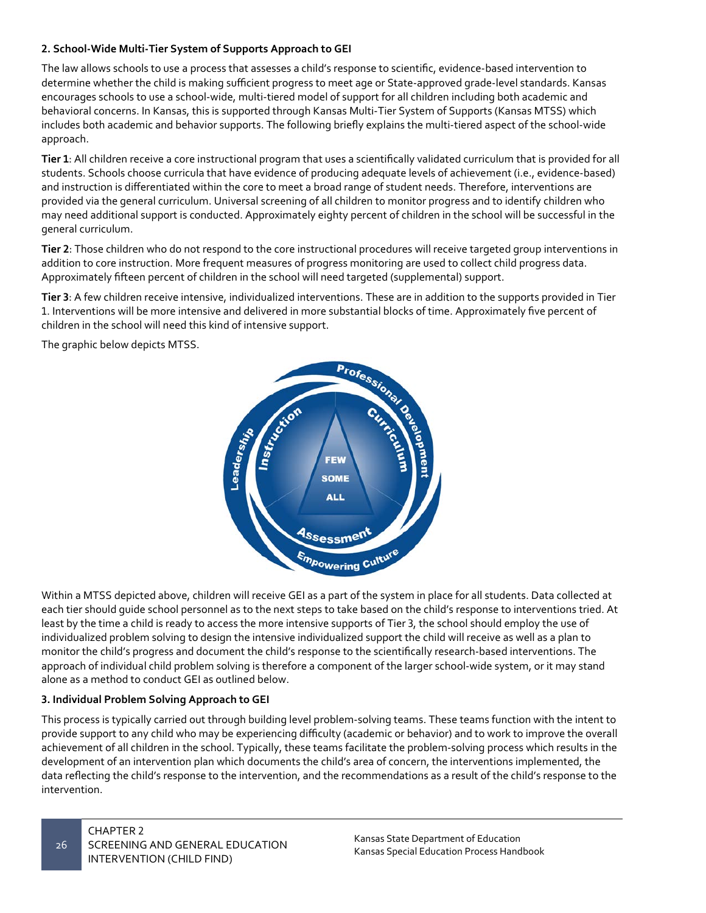### 2. School-Wide Multi-Tier System of Supports Approach to GEI

The law allows schools to use a process that assesses a child's response to scientific, evidence-based intervention to determine whether the child is making sufficient progress to meet age or State-approved grade-level standards. Kansas encourages schools to use a school-wide, multi-tiered model of support for all children including both academic and behavioral concerns. In Kansas, this is supported through Kansas Multi-Tier System of Supports (Kansas MTSS) which includes both academic and behavior supports. The following briefly explains the multi-tiered aspect of the school-wide approach.

**Tier 1**: All children receive a core instructional program that uses a scientifically validated curriculum that is provided for all students. Schools choose curricula that have evidence of producing adequate levels of achievement (i.e., evidence-based) and instruction is differentiated within the core to meet a broad range of student needs. Therefore, interventions are provided via the general curriculum. Universal screening of all children to monitor progress and to identify children who may need additional support is conducted. Approximately eighty percent of children in the school will be successful in the general curriculum.

**Tier 2**: Those children who do not respond to the core instructional procedures will receive targeted group interventions in addition to core instruction. More frequent measures of progress monitoring are used to collect child progress data. Approximately fifteen percent of children in the school will need targeted (supplemental) support.

**Tier 3**: A few children receive intensive, individualized interventions. These are in addition to the supports provided in Tier 1. Interventions will be more intensive and delivered in more substantial blocks of time. Approximately five percent of children in the school will need this kind of intensive support.

The graphic below depicts MTSS.

Within a MTSS depicted above, children will receive GEI as a part of the system in place for all students. Data collected at each tier should guide school personnel as to the next steps to take based on the child's response to interventions tried. At least by the time a child is ready to access the more intensive supports of Tier 3, the school should employ the use of individualized problem solving to design the intensive individualized support the child will receive as well as a plan to monitor the child's progress and document the child's response to the scientifically research-based interventions. The approach of individual child problem solving is therefore a component of the larger school-wide system, or it may stand alone as a method to conduct GEI as outlined below.

### 3. Individual Problem Solving Approach to GEI

This process is typically carried out through building level problem-solving teams. These teams function with the intent to provide support to any child who may be experiencing difficulty (academic or behavior) and to work to improve the overall achievement of all children in the school. Typically, these teams facilitate the problem-solving process which results in the development of an intervention plan which documents the child's area of concern, the interventions implemented, the data reflecting the child's response to the intervention, and the recommendations as a result of the child's response to the intervention.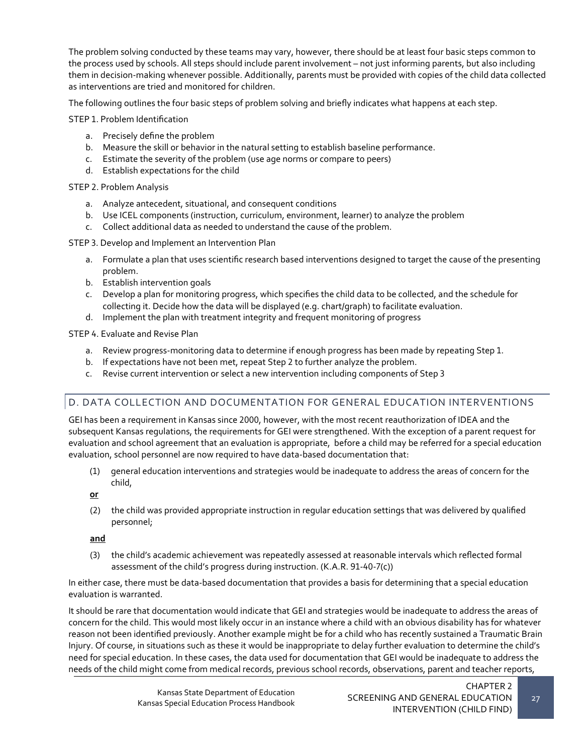The problem solving conducted by these teams may vary, however, there should be at least four basic steps common to the process used by schools. All steps should include parent involvement – not just informing parents, but also including them in decision-making whenever possible. Additionally, parents must be provided with copies of the child data collected as interventions are tried and monitored for children.

The following outlines the four basic steps of problem solving and briefly indicates what happens at each step.

STEP 1. Problem Identification

a. Precisely define the problem
b. Measure the skill or behavior in the natural setting to establish baseline performance.
c. Estimate the severity of the problem (use age norms or compare to peers)
d. Establish expectations for the child

STEP 2. Problem Analysis

a. Analyze antecedent, situational, and consequent conditions
b. Use ICEL components (instruction, curriculum, environment, learner) to analyze the problem
c. Collect additional data as needed to understand the cause of the problem.

STEP 3. Develop and Implement an Intervention Plan

a. Formulate a plan that uses scientific research based interventions designed to target the cause of the presenting problem.
b. Establish intervention goals
c. Develop a plan for monitoring progress, which specifies the child data to be collected, and the schedule for collecting it. Decide how the data will be displayed (e.g. chart/graph) to facilitate evaluation.
d. Implement the plan with treatment integrity and frequent monitoring of progress

STEP 4. Evaluate and Revise Plan

a. Review progress-monitoring data to determine if enough progress has been made by repeating Step 1.
b. If expectations have not been met, repeat Step 2 to further analyze the problem.
c. Revise current intervention or select a new intervention including components of Step 3

## D. DATA COLLECTION AND DOCUMENTATION FOR GENERAL EDUCATION INTERVENTIONS

GEI has been a requirement in Kansas since 2000, however, with the most recent reauthorization of IDEA and the subsequent Kansas regulations, the requirements for GEI were strengthened. With the exception of a parent request for evaluation and school agreement that an evaluation is appropriate, before a child may be referred for a special education evaluation, school personnel are now required to have data-based documentation that:

(1) general education interventions and strategies would be inadequate to address the areas of concern for the child,

**or**

(2) the child was provided appropriate instruction in regular education settings that was delivered by qualified personnel;

**and**

(3) the child's academic achievement was repeatedly assessed at reasonable intervals which reflected formal assessment of the child's progress during instruction. (K.A.R. 91-40-7(c))

In either case, there must be data-based documentation that provides a basis for determining that a special education evaluation is warranted.

It should be rare that documentation would indicate that GEI and strategies would be inadequate to address the areas of concern for the child. This would most likely occur in an instance where a child with an obvious disability has for whatever reason not been identified previously. Another example might be for a child who has recently sustained a Traumatic Brain Injury. Of course, in situations such as these it would be inappropriate to delay further evaluation to determine the child's need for special education. In these cases, the data used for documentation that GEI would be inadequate to address the needs of the child might come from medical records, previous school records, observations, parent and teacher reports,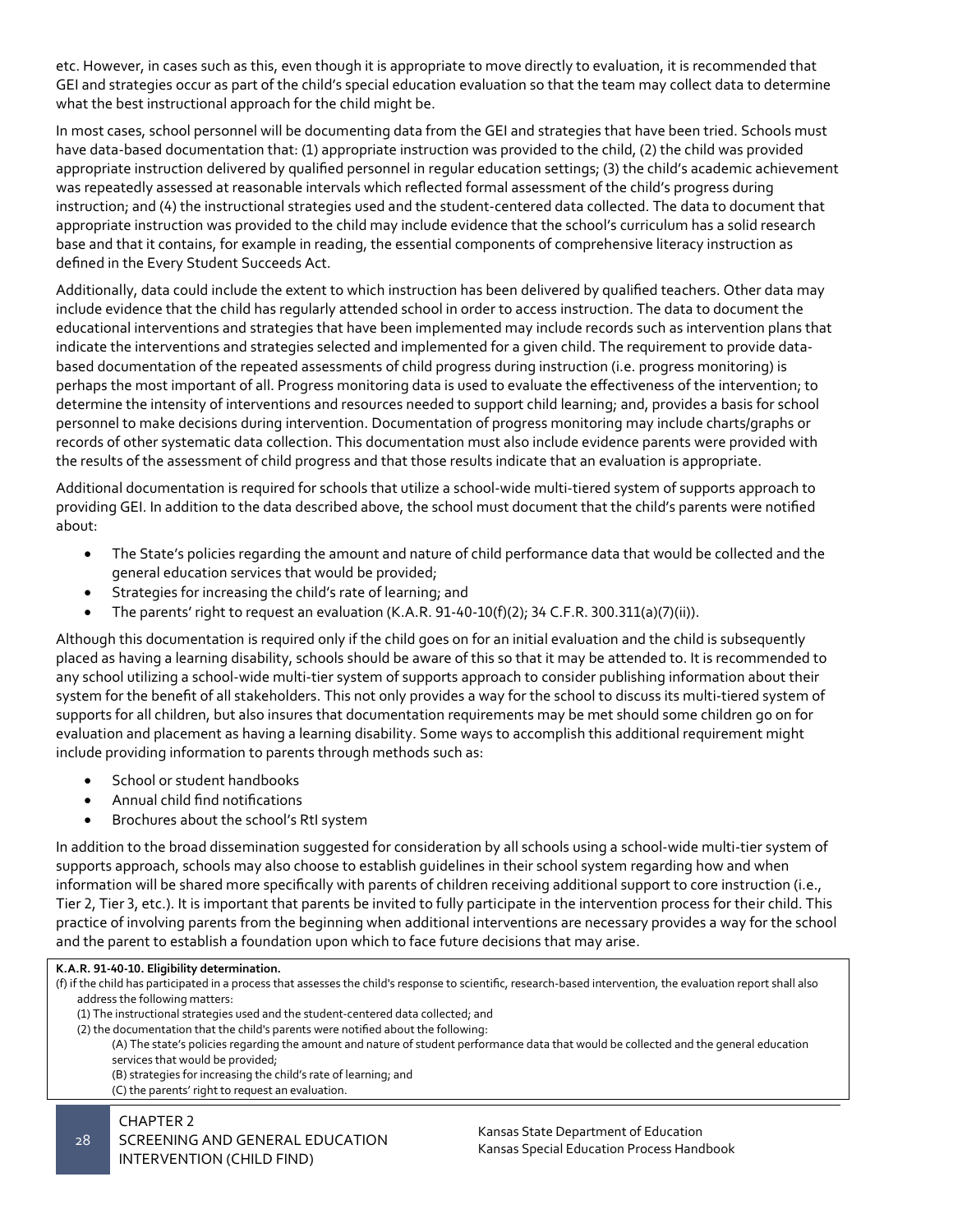etc. However, in cases such as this, even though it is appropriate to move directly to evaluation, it is recommended that GEI and strategies occur as part of the child's special education evaluation so that the team may collect data to determine what the best instructional approach for the child might be.

In most cases, school personnel will be documenting data from the GEI and strategies that have been tried. Schools must have data-based documentation that: (1) appropriate instruction was provided to the child, (2) the child was provided appropriate instruction delivered by qualified personnel in regular education settings; (3) the child's academic achievement was repeatedly assessed at reasonable intervals which reflected formal assessment of the child's progress during instruction; and (4) the instructional strategies used and the student-centered data collected. The data to document that appropriate instruction was provided to the child may include evidence that the school's curriculum has a solid research base and that it contains, for example in reading, the essential components of comprehensive literacy instruction as defined in the Every Student Succeeds Act.

Additionally, data could include the extent to which instruction has been delivered by qualified teachers. Other data may include evidence that the child has regularly attended school in order to access instruction. The data to document the educational interventions and strategies that have been implemented may include records such as intervention plans that indicate the interventions and strategies selected and implemented for a given child. The requirement to provide data-based documentation of the repeated assessments of child progress during instruction (i.e. progress monitoring) is perhaps the most important of all. Progress monitoring data is used to evaluate the effectiveness of the intervention; to determine the intensity of interventions and resources needed to support child learning; and, provides a basis for school personnel to make decisions during intervention. Documentation of progress monitoring may include charts/graphs or records of other systematic data collection. This documentation must also include evidence parents were provided with the results of the assessment of child progress and that those results indicate that an evaluation is appropriate.

Additional documentation is required for schools that utilize a school-wide multi-tiered system of supports approach to providing GEI. In addition to the data described above, the school must document that the child's parents were notified about:

- The State's policies regarding the amount and nature of child performance data that would be collected and the general education services that would be provided;
- Strategies for increasing the child's rate of learning; and
- The parents' right to request an evaluation (K.A.R. 91-40-10(f)(2); 34 C.F.R. 300.311(a)(7)(ii)).

Although this documentation is required only if the child goes on for an initial evaluation and the child is subsequently placed as having a learning disability, schools should be aware of this so that it may be attended to. It is recommended to any school utilizing a school-wide multi-tier system of supports approach to consider publishing information about their system for the benefit of all stakeholders. This not only provides a way for the school to discuss its multi-tiered system of supports for all children, but also insures that documentation requirements may be met should some children go on for evaluation and placement as having a learning disability. Some ways to accomplish this additional requirement might include providing information to parents through methods such as:

- School or student handbooks
- Annual child find notifications
- Brochures about the school's RtI system

In addition to the broad dissemination suggested for consideration by all schools using a school-wide multi-tier system of supports approach, schools may also choose to establish guidelines in their school system regarding how and when information will be shared more specifically with parents of children receiving additional support to core instruction (i.e., Tier 2, Tier 3, etc.). It is important that parents be invited to fully participate in the intervention process for their child. This practice of involving parents from the beginning when additional interventions are necessary provides a way for the school and the parent to establish a foundation upon which to face future decisions that may arise.

**K.A.R. 91-40-10. Eligibility determination.**

(f) if the child has participated in a process that assesses the child's response to scientific, research-based intervention, the evaluation report shall also address the following matters:

(1) The instructional strategies used and the student-centered data collected; and

(2) the documentation that the child's parents were notified about the following:

(A) The state's policies regarding the amount and nature of student performance data that would be collected and the general education services that would be provided;

(B) strategies for increasing the child's rate of learning; and

(C) the parents' right to request an evaluation.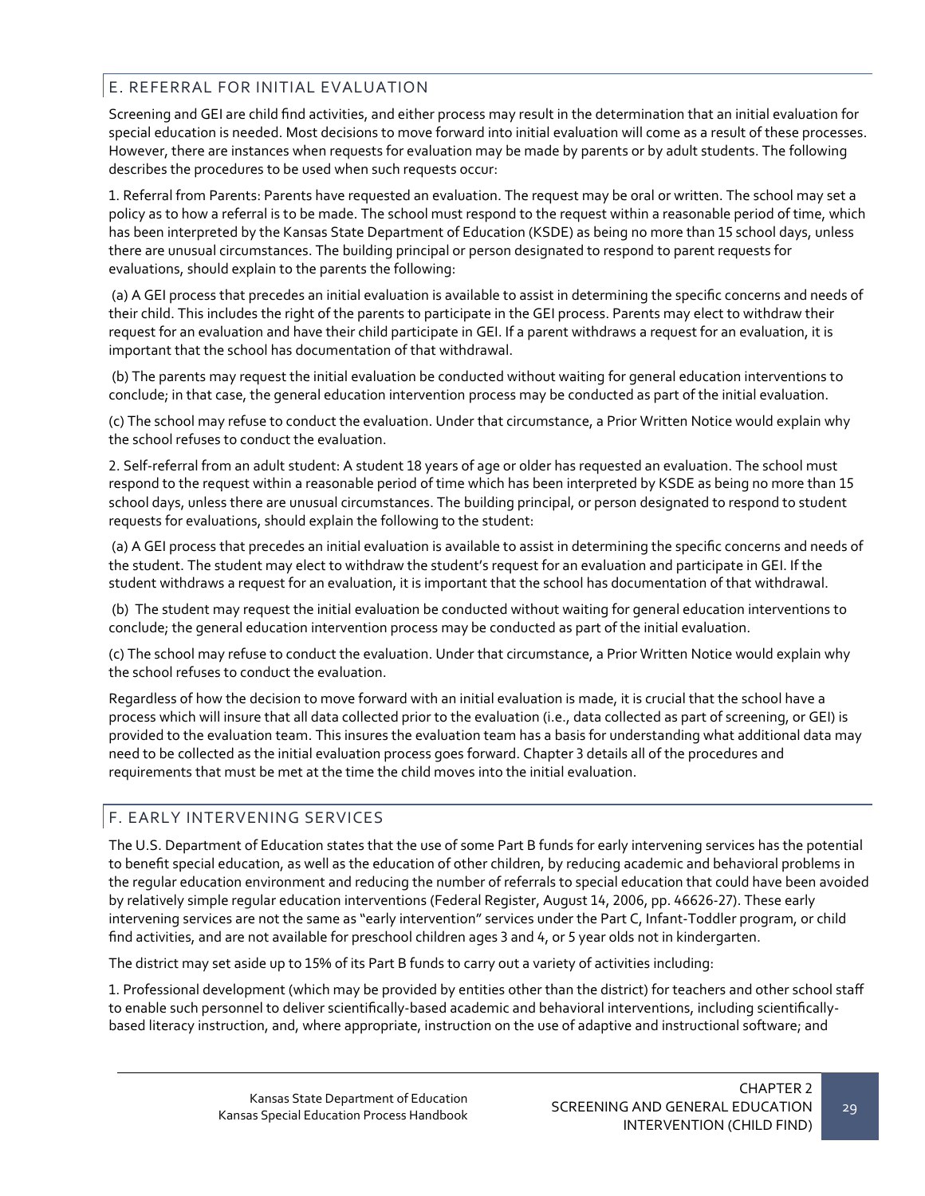## E. REFERRAL FOR INITIAL EVALUATION

Screening and GEI are child find activities, and either process may result in the determination that an initial evaluation for special education is needed. Most decisions to move forward into initial evaluation will come as a result of these processes. However, there are instances when requests for evaluation may be made by parents or by adult students. The following describes the procedures to be used when such requests occur:

1. Referral from Parents: Parents have requested an evaluation. The request may be oral or written. The school may set a policy as to how a referral is to be made. The school must respond to the request within a reasonable period of time, which has been interpreted by the Kansas State Department of Education (KSDE) as being no more than 15 school days, unless there are unusual circumstances. The building principal or person designated to respond to parent requests for evaluations, should explain to the parents the following:

(a) A GEI process that precedes an initial evaluation is available to assist in determining the specific concerns and needs of their child. This includes the right of the parents to participate in the GEI process. Parents may elect to withdraw their request for an evaluation and have their child participate in GEI. If a parent withdraws a request for an evaluation, it is important that the school has documentation of that withdrawal.

(b) The parents may request the initial evaluation be conducted without waiting for general education interventions to conclude; in that case, the general education intervention process may be conducted as part of the initial evaluation.

(c) The school may refuse to conduct the evaluation. Under that circumstance, a Prior Written Notice would explain why the school refuses to conduct the evaluation.

2. Self-referral from an adult student: A student 18 years of age or older has requested an evaluation. The school must respond to the request within a reasonable period of time which has been interpreted by KSDE as being no more than 15 school days, unless there are unusual circumstances. The building principal, or person designated to respond to student requests for evaluations, should explain the following to the student:

(a) A GEI process that precedes an initial evaluation is available to assist in determining the specific concerns and needs of the student. The student may elect to withdraw the student's request for an evaluation and participate in GEI. If the student withdraws a request for an evaluation, it is important that the school has documentation of that withdrawal.

(b) The student may request the initial evaluation be conducted without waiting for general education interventions to conclude; the general education intervention process may be conducted as part of the initial evaluation.

(c) The school may refuse to conduct the evaluation. Under that circumstance, a Prior Written Notice would explain why the school refuses to conduct the evaluation.

Regardless of how the decision to move forward with an initial evaluation is made, it is crucial that the school have a process which will insure that all data collected prior to the evaluation (i.e., data collected as part of screening, or GEI) is provided to the evaluation team. This insures the evaluation team has a basis for understanding what additional data may need to be collected as the initial evaluation process goes forward. Chapter 3 details all of the procedures and requirements that must be met at the time the child moves into the initial evaluation.

## F. EARLY INTERVENING SERVICES

The U.S. Department of Education states that the use of some Part B funds for early intervening services has the potential to benefit special education, as well as the education of other children, by reducing academic and behavioral problems in the regular education environment and reducing the number of referrals to special education that could have been avoided by relatively simple regular education interventions (Federal Register, August 14, 2006, pp. 46626-27). These early intervening services are not the same as "early intervention" services under the Part C, Infant-Toddler program, or child find activities, and are not available for preschool children ages 3 and 4, or 5 year olds not in kindergarten.

The district may set aside up to 15% of its Part B funds to carry out a variety of activities including:

1. Professional development (which may be provided by entities other than the district) for teachers and other school staff to enable such personnel to deliver scientifically-based academic and behavioral interventions, including scientifically-based literacy instruction, and, where appropriate, instruction on the use of adaptive and instructional software; and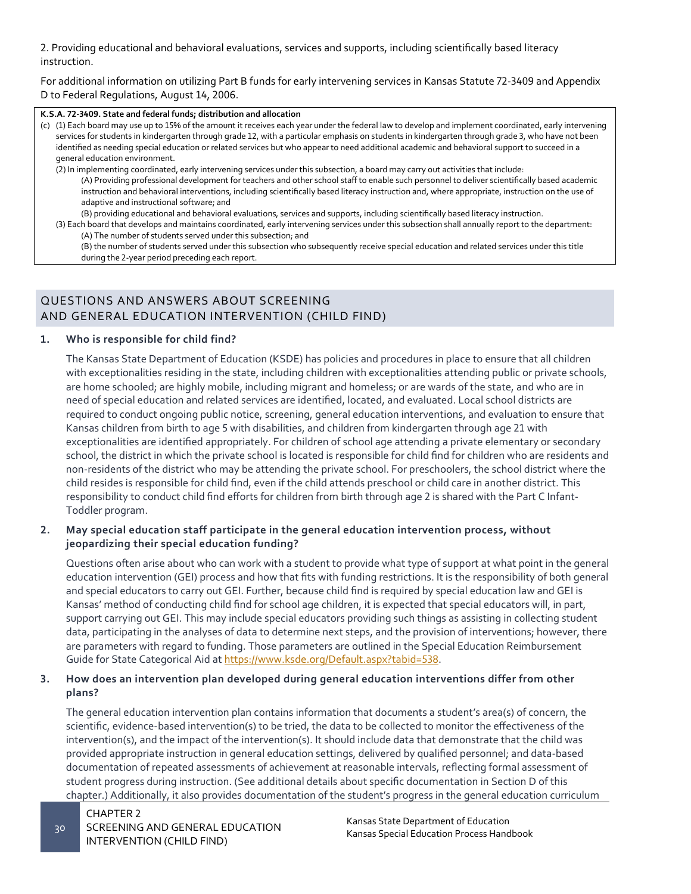2. Providing educational and behavioral evaluations, services and supports, including scientifically based literacy instruction.

For additional information on utilizing Part B funds for early intervening services in Kansas Statute 72-3409 and Appendix D to Federal Regulations, August 14, 2006.

> **K.S.A. 72-3409. State and federal funds; distribution and allocation**
>
> (c) (1) Each board may use up to 15% of the amount it receives each year under the federal law to develop and implement coordinated, early intervening services for students in kindergarten through grade 12, with a particular emphasis on students in kindergarten through grade 3, who have not been identified as needing special education or related services but who appear to need additional academic and behavioral support to succeed in a general education environment.
>
> (2) In implementing coordinated, early intervening services under this subsection, a board may carry out activities that include:
>
> (A) Providing professional development for teachers and other school staff to enable such personnel to deliver scientifically based academic instruction and behavioral interventions, including scientifically based literacy instruction and, where appropriate, instruction on the use of adaptive and instructional software; and
>
> (B) providing educational and behavioral evaluations, services and supports, including scientifically based literacy instruction.
>
> (3) Each board that develops and maintains coordinated, early intervening services under this subsection shall annually report to the department:
>
> (A) The number of students served under this subsection; and
>
> (B) the number of students served under this subsection who subsequently receive special education and related services under this title during the 2-year period preceding each report.

## QUESTIONS AND ANSWERS ABOUT SCREENING AND GENERAL EDUCATION INTERVENTION (CHILD FIND)

**1. Who is responsible for child find?**

The Kansas State Department of Education (KSDE) has policies and procedures in place to ensure that all children with exceptionalities residing in the state, including children with exceptionalities attending public or private schools, are home schooled; are highly mobile, including migrant and homeless; or are wards of the state, and who are in need of special education and related services are identified, located, and evaluated. Local school districts are required to conduct ongoing public notice, screening, general education interventions, and evaluation to ensure that Kansas children from birth to age 5 with disabilities, and children from kindergarten through age 21 with exceptionalities are identified appropriately. For children of school age attending a private elementary or secondary school, the district in which the private school is located is responsible for child find for children who are residents and non-residents of the district who may be attending the private school. For preschoolers, the school district where the child resides is responsible for child find, even if the child attends preschool or child care in another district. This responsibility to conduct child find efforts for children from birth through age 2 is shared with the Part C Infant-Toddler program.

**2. May special education staff participate in the general education intervention process, without jeopardizing their special education funding?**

Questions often arise about who can work with a student to provide what type of support at what point in the general education intervention (GEI) process and how that fits with funding restrictions. It is the responsibility of both general and special educators to carry out GEI. Further, because child find is required by special education law and GEI is Kansas' method of conducting child find for school age children, it is expected that special educators will, in part, support carrying out GEI. This may include special educators providing such things as assisting in collecting student data, participating in the analyses of data to determine next steps, and the provision of interventions; however, there are parameters with regard to funding. Those parameters are outlined in the Special Education Reimbursement Guide for State Categorical Aid at https://www.ksde.org/Default.aspx?tabid=538.

**3. How does an intervention plan developed during general education interventions differ from other plans?**

The general education intervention plan contains information that documents a student's area(s) of concern, the scientific, evidence-based intervention(s) to be tried, the data to be collected to monitor the effectiveness of the intervention(s), and the impact of the intervention(s). It should include data that demonstrate that the child was provided appropriate instruction in general education settings, delivered by qualified personnel; and data-based documentation of repeated assessments of achievement at reasonable intervals, reflecting formal assessment of student progress during instruction. (See additional details about specific documentation in Section D of this chapter.) Additionally, it also provides documentation of the student's progress in the general education curriculum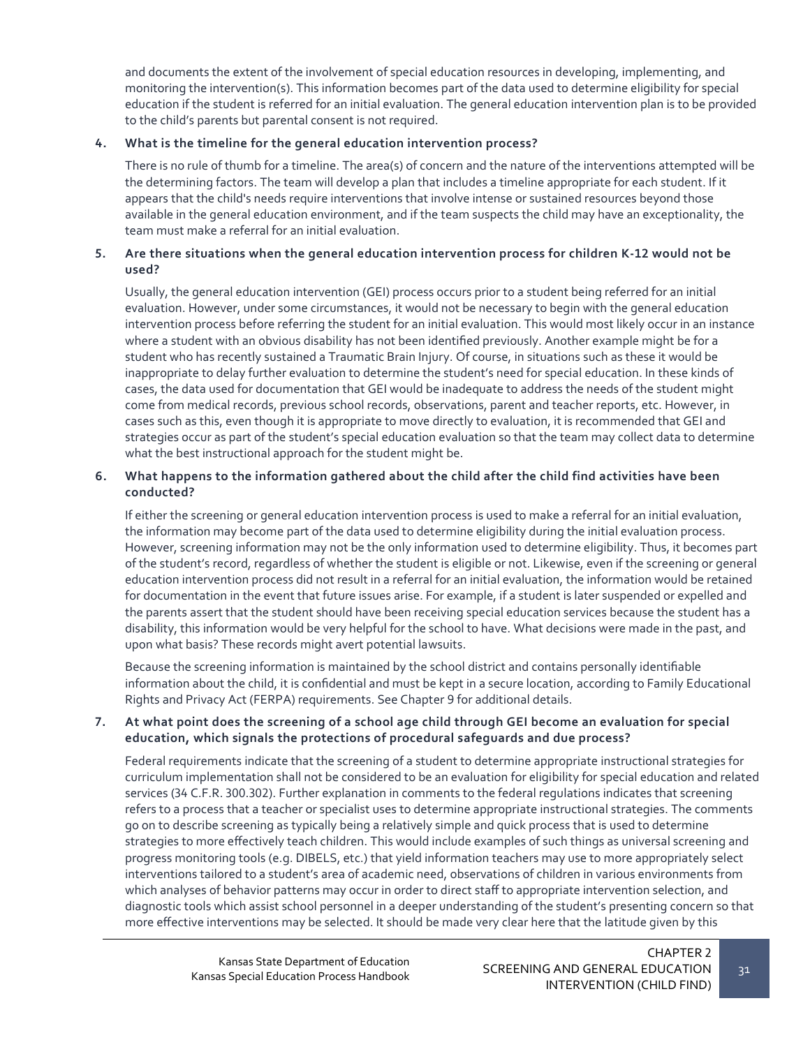and documents the extent of the involvement of special education resources in developing, implementing, and monitoring the intervention(s). This information becomes part of the data used to determine eligibility for special education if the student is referred for an initial evaluation. The general education intervention plan is to be provided to the child's parents but parental consent is not required.

**4. What is the timeline for the general education intervention process?**

There is no rule of thumb for a timeline. The area(s) of concern and the nature of the interventions attempted will be the determining factors. The team will develop a plan that includes a timeline appropriate for each student. If it appears that the child's needs require interventions that involve intense or sustained resources beyond those available in the general education environment, and if the team suspects the child may have an exceptionality, the team must make a referral for an initial evaluation.

**5. Are there situations when the general education intervention process for children K-12 would not be used?**

Usually, the general education intervention (GEI) process occurs prior to a student being referred for an initial evaluation. However, under some circumstances, it would not be necessary to begin with the general education intervention process before referring the student for an initial evaluation. This would most likely occur in an instance where a student with an obvious disability has not been identified previously. Another example might be for a student who has recently sustained a Traumatic Brain Injury. Of course, in situations such as these it would be inappropriate to delay further evaluation to determine the student's need for special education. In these kinds of cases, the data used for documentation that GEI would be inadequate to address the needs of the student might come from medical records, previous school records, observations, parent and teacher reports, etc. However, in cases such as this, even though it is appropriate to move directly to evaluation, it is recommended that GEI and strategies occur as part of the student's special education evaluation so that the team may collect data to determine what the best instructional approach for the student might be.

**6. What happens to the information gathered about the child after the child find activities have been conducted?**

If either the screening or general education intervention process is used to make a referral for an initial evaluation, the information may become part of the data used to determine eligibility during the initial evaluation process. However, screening information may not be the only information used to determine eligibility. Thus, it becomes part of the student's record, regardless of whether the student is eligible or not. Likewise, even if the screening or general education intervention process did not result in a referral for an initial evaluation, the information would be retained for documentation in the event that future issues arise. For example, if a student is later suspended or expelled and the parents assert that the student should have been receiving special education services because the student has a disability, this information would be very helpful for the school to have. What decisions were made in the past, and upon what basis? These records might avert potential lawsuits.

Because the screening information is maintained by the school district and contains personally identifiable information about the child, it is confidential and must be kept in a secure location, according to Family Educational Rights and Privacy Act (FERPA) requirements. See Chapter 9 for additional details.

**7. At what point does the screening of a school age child through GEI become an evaluation for special education, which signals the protections of procedural safeguards and due process?**

Federal requirements indicate that the screening of a student to determine appropriate instructional strategies for curriculum implementation shall not be considered to be an evaluation for eligibility for special education and related services (34 C.F.R. 300.302). Further explanation in comments to the federal regulations indicates that screening refers to a process that a teacher or specialist uses to determine appropriate instructional strategies. The comments go on to describe screening as typically being a relatively simple and quick process that is used to determine strategies to more effectively teach children. This would include examples of such things as universal screening and progress monitoring tools (e.g. DIBELS, etc.) that yield information teachers may use to more appropriately select interventions tailored to a student's area of academic need, observations of children in various environments from which analyses of behavior patterns may occur in order to direct staff to appropriate intervention selection, and diagnostic tools which assist school personnel in a deeper understanding of the student's presenting concern so that more effective interventions may be selected. It should be made very clear here that the latitude given by this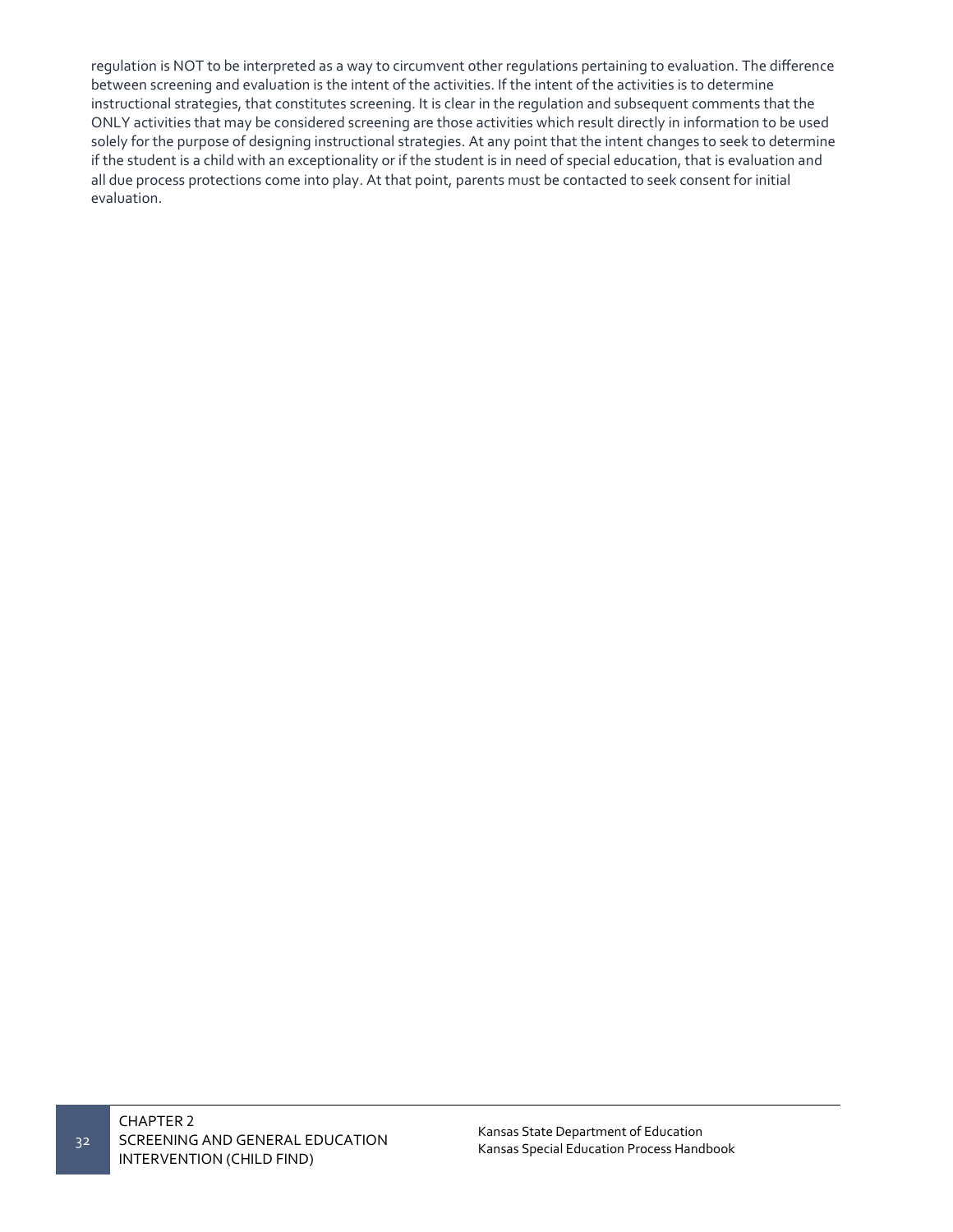regulation is NOT to be interpreted as a way to circumvent other regulations pertaining to evaluation. The difference between screening and evaluation is the intent of the activities. If the intent of the activities is to determine instructional strategies, that constitutes screening. It is clear in the regulation and subsequent comments that the ONLY activities that may be considered screening are those activities which result directly in information to be used solely for the purpose of designing instructional strategies. At any point that the intent changes to seek to determine if the student is a child with an exceptionality or if the student is in need of special education, that is evaluation and all due process protections come into play. At that point, parents must be contacted to seek consent for initial evaluation.